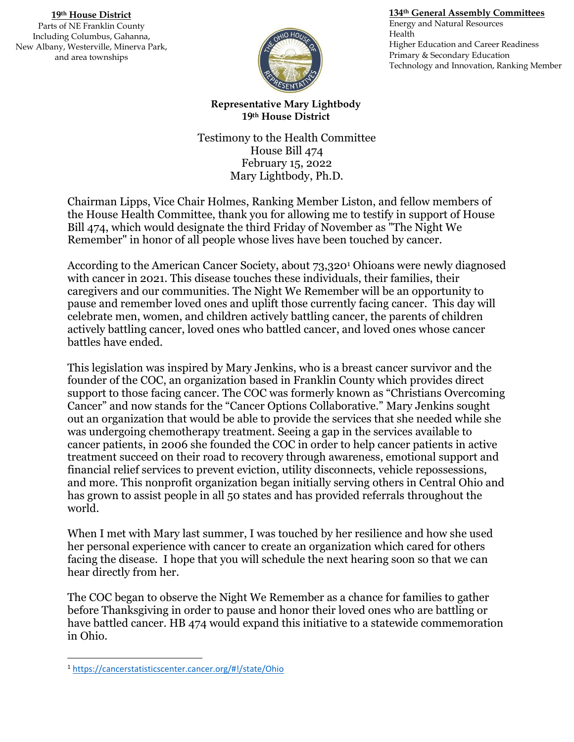**19th House District**
Parts of NE Franklin County
Including Columbus, Gahanna,
New Albany, Westerville, Minerva Park,
and area townships

**134th General Assembly Committees**
Energy and Natural Resources
Health
Higher Education and Career Readiness
Primary & Secondary Education
Technology and Innovation, Ranking Member

**Representative Mary Lightbody**
**19th House District**

Testimony to the Health Committee
House Bill 474
February 15, 2022
Mary Lightbody, Ph.D.

Chairman Lipps, Vice Chair Holmes, Ranking Member Liston, and fellow members of the House Health Committee, thank you for allowing me to testify in support of House Bill 474, which would designate the third Friday of November as "The Night We Remember" in honor of all people whose lives have been touched by cancer.

According to the American Cancer Society, about 73,320[1] Ohioans were newly diagnosed with cancer in 2021. This disease touches these individuals, their families, their caregivers and our communities. The Night We Remember will be an opportunity to pause and remember loved ones and uplift those currently facing cancer. This day will celebrate men, women, and children actively battling cancer, the parents of children actively battling cancer, loved ones who battled cancer, and loved ones whose cancer battles have ended.

This legislation was inspired by Mary Jenkins, who is a breast cancer survivor and the founder of the COC, an organization based in Franklin County which provides direct support to those facing cancer. The COC was formerly known as "Christians Overcoming Cancer" and now stands for the "Cancer Options Collaborative." Mary Jenkins sought out an organization that would be able to provide the services that she needed while she was undergoing chemotherapy treatment. Seeing a gap in the services available to cancer patients, in 2006 she founded the COC in order to help cancer patients in active treatment succeed on their road to recovery through awareness, emotional support and financial relief services to prevent eviction, utility disconnects, vehicle repossessions, and more. This nonprofit organization began initially serving others in Central Ohio and has grown to assist people in all 50 states and has provided referrals throughout the world.

When I met with Mary last summer, I was touched by her resilience and how she used her personal experience with cancer to create an organization which cared for others facing the disease. I hope that you will schedule the next hearing soon so that we can hear directly from her.

The COC began to observe the Night We Remember as a chance for families to gather before Thanksgiving in order to pause and honor their loved ones who are battling or have battled cancer. HB 474 would expand this initiative to a statewide commemoration in Ohio.

---

[1] https://cancerstatisticscenter.cancer.org/#!/state/Ohio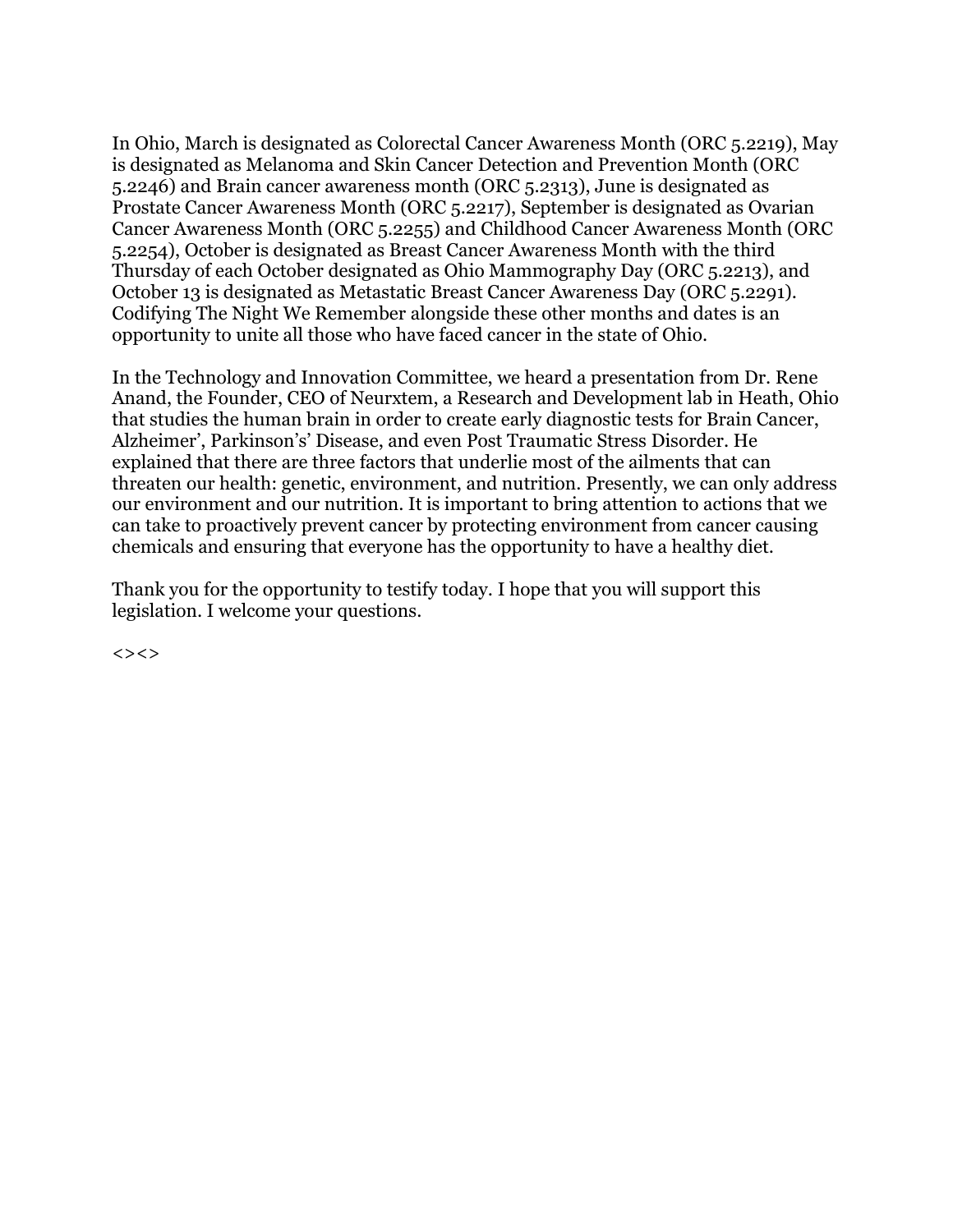In Ohio, March is designated as Colorectal Cancer Awareness Month (ORC 5.2219), May is designated as Melanoma and Skin Cancer Detection and Prevention Month (ORC 5.2246) and Brain cancer awareness month (ORC 5.2313), June is designated as Prostate Cancer Awareness Month (ORC 5.2217), September is designated as Ovarian Cancer Awareness Month (ORC 5.2255) and Childhood Cancer Awareness Month (ORC 5.2254), October is designated as Breast Cancer Awareness Month with the third Thursday of each October designated as Ohio Mammography Day (ORC 5.2213), and October 13 is designated as Metastatic Breast Cancer Awareness Day (ORC 5.2291). Codifying The Night We Remember alongside these other months and dates is an opportunity to unite all those who have faced cancer in the state of Ohio.

In the Technology and Innovation Committee, we heard a presentation from Dr. Rene Anand, the Founder, CEO of Neurxtem, a Research and Development lab in Heath, Ohio that studies the human brain in order to create early diagnostic tests for Brain Cancer, Alzheimer', Parkinson's' Disease, and even Post Traumatic Stress Disorder. He explained that there are three factors that underlie most of the ailments that can threaten our health: genetic, environment, and nutrition. Presently, we can only address our environment and our nutrition. It is important to bring attention to actions that we can take to proactively prevent cancer by protecting environment from cancer causing chemicals and ensuring that everyone has the opportunity to have a healthy diet.

Thank you for the opportunity to testify today. I hope that you will support this legislation. I welcome your questions.

<><>